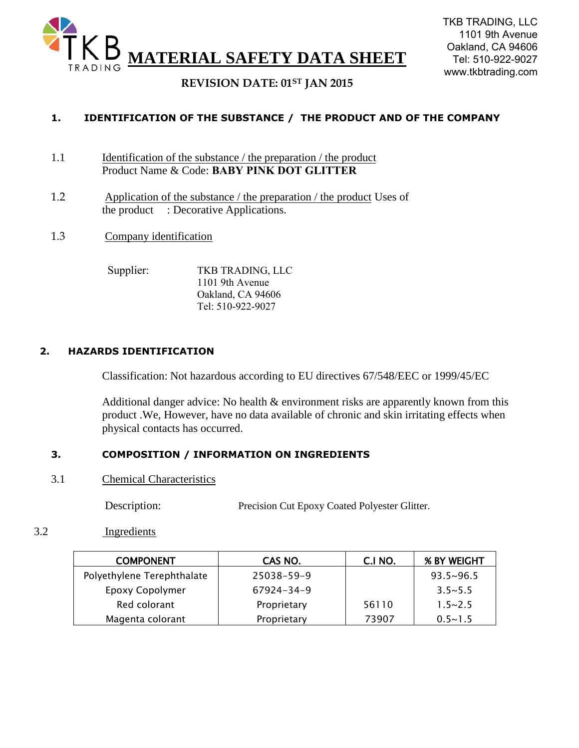# MATERIAL SAFETY DATA SHEET

TKB TRADING, LLC
1101 9th Avenue
Oakland, CA 94606
Tel: 510-922-9027
www.tkbtrading.com

**REVISION DATE: 01ST JAN 2015**

## 1. IDENTIFICATION OF THE SUBSTANCE / THE PRODUCT AND OF THE COMPANY

1.1 Identification of the substance / the preparation / the product
Product Name & Code: **BABY PINK DOT GLITTER**

1.2 Application of the substance / the preparation / the product Uses of the product : Decorative Applications.

1.3 Company identification

Supplier: TKB TRADING, LLC
1101 9th Avenue
Oakland, CA 94606
Tel: 510-922-9027

## 2. HAZARDS IDENTIFICATION

Classification: Not hazardous according to EU directives 67/548/EEC or 1999/45/EC

Additional danger advice: No health & environment risks are apparently known from this product .We, However, have no data available of chronic and skin irritating effects when physical contacts has occurred.

## 3. COMPOSITION / INFORMATION ON INGREDIENTS

3.1 Chemical Characteristics

Description: Precision Cut Epoxy Coated Polyester Glitter.

3.2 Ingredients

| COMPONENT | CAS NO. | C.I NO. | % BY WEIGHT |
|---|---|---|---|
| Polyethylene Terephthalate | 25038-59-9 | | 93.5~96.5 |
| Epoxy Copolymer | 67924-34-9 | | 3.5~5.5 |
| Red colorant | Proprietary | 56110 | 1.5~2.5 |
| Magenta colorant | Proprietary | 73907 | 0.5~1.5 |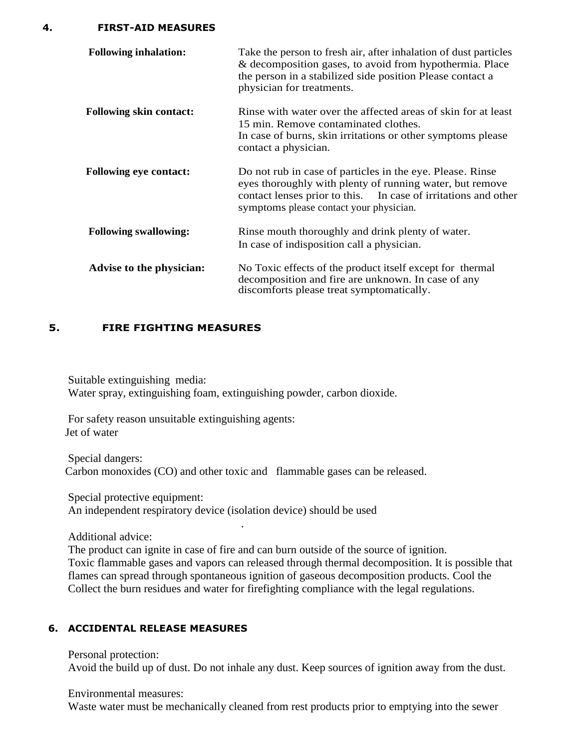## 4. FIRST-AID MEASURES

| | |
|---|---|
| **Following inhalation:** | Take the person to fresh air, after inhalation of dust particles & decomposition gases, to avoid from hypothermia. Place the person in a stabilized side position Please contact a physician for treatments. |
| **Following skin contact:** | Rinse with water over the affected areas of skin for at least 15 min. Remove contaminated clothes. In case of burns, skin irritations or other symptoms please contact a physician. |
| **Following eye contact:** | Do not rub in case of particles in the eye. Please. Rinse eyes thoroughly with plenty of running water, but remove contact lenses prior to this. In case of irritations and other symptoms please contact your physician. |
| **Following swallowing:** | Rinse mouth thoroughly and drink plenty of water. In case of indisposition call a physician. |
| **Advise to the physician:** | No Toxic effects of the product itself except for thermal decomposition and fire are unknown. In case of any discomforts please treat symptomatically. |

## 5. FIRE FIGHTING MEASURES

Suitable extinguishing media:
Water spray, extinguishing foam, extinguishing powder, carbon dioxide.

For safety reason unsuitable extinguishing agents:
Jet of water

Special dangers:
Carbon monoxides (CO) and other toxic and flammable gases can be released.

Special protective equipment:
An independent respiratory device (isolation device) should be used

.

Additional advice:
The product can ignite in case of fire and can burn outside of the source of ignition.
Toxic flammable gases and vapors can released through thermal decomposition. It is possible that flames can spread through spontaneous ignition of gaseous decomposition products. Cool the Collect the burn residues and water for firefighting compliance with the legal regulations.

## 6. ACCIDENTAL RELEASE MEASURES

Personal protection:
Avoid the build up of dust. Do not inhale any dust. Keep sources of ignition away from the dust.

Environmental measures:
Waste water must be mechanically cleaned from rest products prior to emptying into the sewer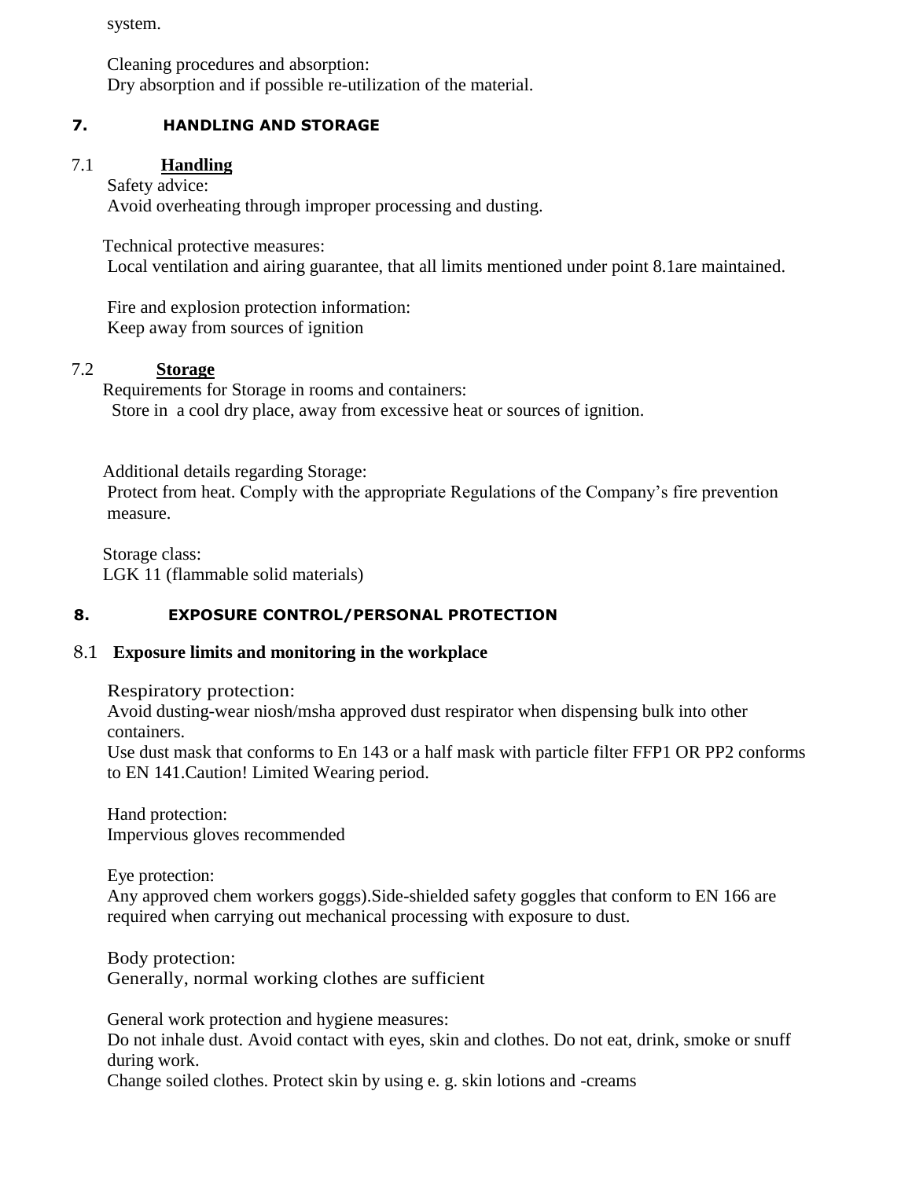system.

Cleaning procedures and absorption:
Dry absorption and if possible re-utilization of the material.

## 7. HANDLING AND STORAGE

### 7.1 Handling

Safety advice:
Avoid overheating through improper processing and dusting.

Technical protective measures:
Local ventilation and airing guarantee, that all limits mentioned under point 8.1are maintained.

Fire and explosion protection information:
Keep away from sources of ignition

### 7.2 Storage

Requirements for Storage in rooms and containers:
Store in a cool dry place, away from excessive heat or sources of ignition.

Additional details regarding Storage:
Protect from heat. Comply with the appropriate Regulations of the Company's fire prevention measure.

Storage class:
LGK 11 (flammable solid materials)

## 8. EXPOSURE CONTROL/PERSONAL PROTECTION

### 8.1 Exposure limits and monitoring in the workplace

Respiratory protection:
Avoid dusting-wear niosh/msha approved dust respirator when dispensing bulk into other containers.
Use dust mask that conforms to En 143 or a half mask with particle filter FFP1 OR PP2 conforms to EN 141.Caution! Limited Wearing period.

Hand protection:
Impervious gloves recommended

Eye protection:
Any approved chem workers goggs).Side-shielded safety goggles that conform to EN 166 are required when carrying out mechanical processing with exposure to dust.

Body protection:
Generally, normal working clothes are sufficient

General work protection and hygiene measures:
Do not inhale dust. Avoid contact with eyes, skin and clothes. Do not eat, drink, smoke or snuff during work.
Change soiled clothes. Protect skin by using e. g. skin lotions and -creams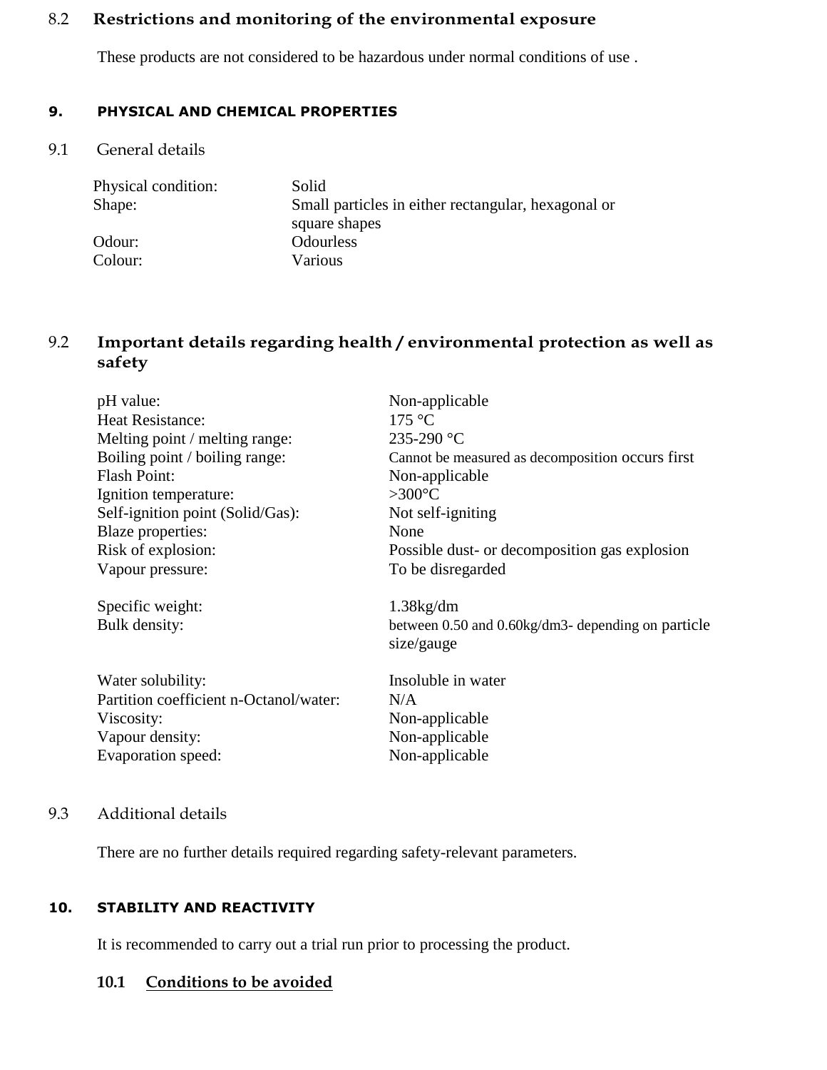### 8.2 Restrictions and monitoring of the environmental exposure

These products are not considered to be hazardous under normal conditions of use .

## 9. PHYSICAL AND CHEMICAL PROPERTIES

### 9.1 General details

| | |
|---|---|
| Physical condition: | Solid |
| Shape: | Small particles in either rectangular, hexagonal or square shapes |
| Odour: | Odourless |
| Colour: | Various |

### 9.2 Important details regarding health / environmental protection as well as safety

| | |
|---|---|
| pH value: | Non-applicable |
| Heat Resistance: | 175 °C |
| Melting point / melting range: | 235-290 °C |
| Boiling point / boiling range: | Cannot be measured as decomposition occurs first |
| Flash Point: | Non-applicable |
| Ignition temperature: | >300°C |
| Self-ignition point (Solid/Gas): | Not self-igniting |
| Blaze properties: | None |
| Risk of explosion: | Possible dust- or decomposition gas explosion |
| Vapour pressure: | To be disregarded |
| Specific weight: | 1.38kg/dm |
| Bulk density: | between 0.50 and 0.60kg/dm3- depending on particle size/gauge |
| Water solubility: | Insoluble in water |
| Partition coefficient n-Octanol/water: | N/A |
| Viscosity: | Non-applicable |
| Vapour density: | Non-applicable |
| Evaporation speed: | Non-applicable |

### 9.3 Additional details

There are no further details required regarding safety-relevant parameters.

## 10. STABILITY AND REACTIVITY

It is recommended to carry out a trial run prior to processing the product.

### 10.1 Conditions to be avoided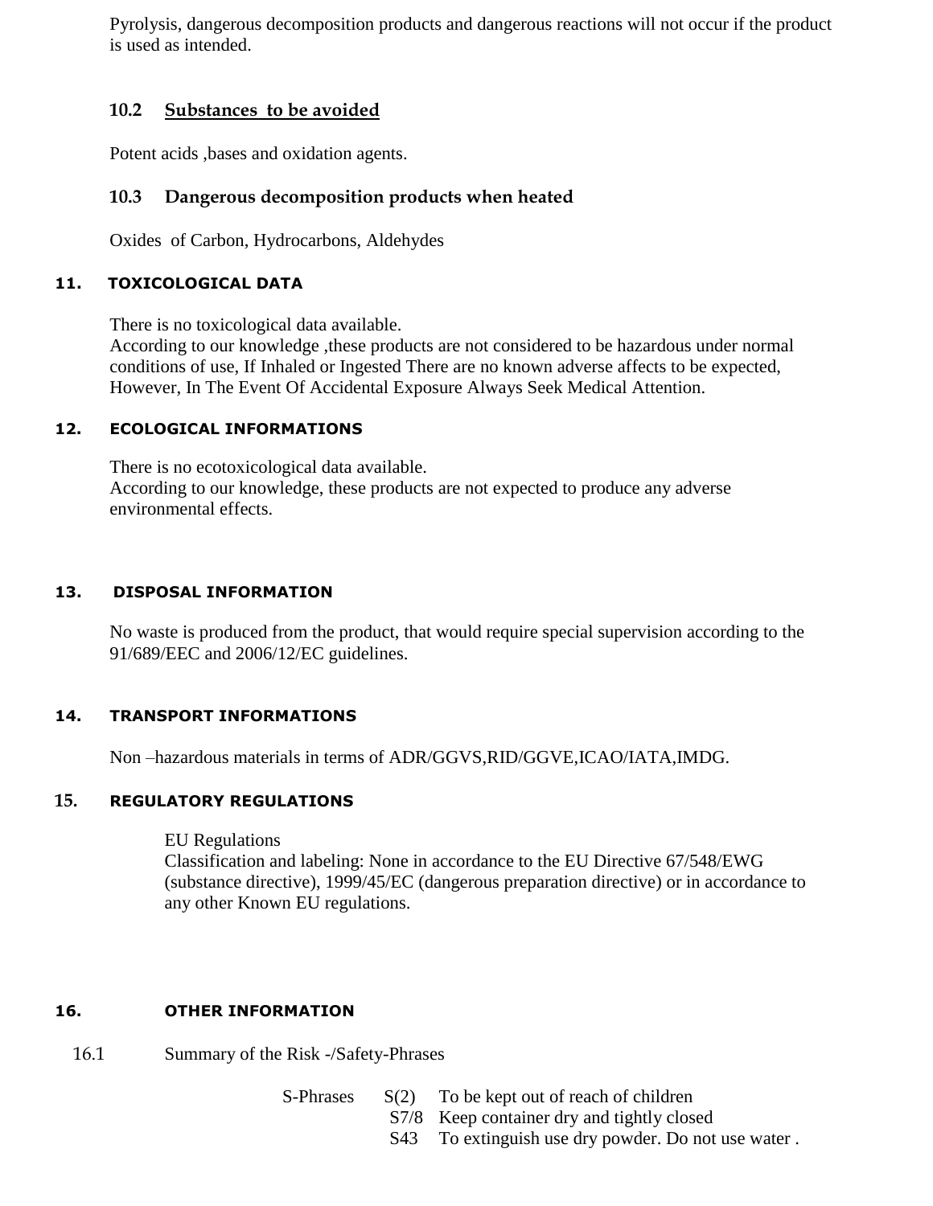Pyrolysis, dangerous decomposition products and dangerous reactions will not occur if the product is used as intended.

### 10.2 Substances to be avoided

Potent acids ,bases and oxidation agents.

### 10.3 Dangerous decomposition products when heated

Oxides of Carbon, Hydrocarbons, Aldehydes

## 11. TOXICOLOGICAL DATA

There is no toxicological data available.
According to our knowledge ,these products are not considered to be hazardous under normal conditions of use, If Inhaled or Ingested There are no known adverse affects to be expected, However, In The Event Of Accidental Exposure Always Seek Medical Attention.

## 12. ECOLOGICAL INFORMATIONS

There is no ecotoxicological data available.
According to our knowledge, these products are not expected to produce any adverse environmental effects.

## 13. DISPOSAL INFORMATION

No waste is produced from the product, that would require special supervision according to the 91/689/EEC and 2006/12/EC guidelines.

## 14. TRANSPORT INFORMATIONS

Non –hazardous materials in terms of ADR/GGVS,RID/GGVE,ICAO/IATA,IMDG.

## 15. REGULATORY REGULATIONS

EU Regulations
Classification and labeling: None in accordance to the EU Directive 67/548/EWG (substance directive), 1999/45/EC (dangerous preparation directive) or in accordance to any other Known EU regulations.

## 16. OTHER INFORMATION

16.1 Summary of the Risk -/Safety-Phrases

| S-Phrases | | |
|---|---|---|
| | S(2) | To be kept out of reach of children |
| | S7/8 | Keep container dry and tightly closed |
| | S43 | To extinguish use dry powder. Do not use water . |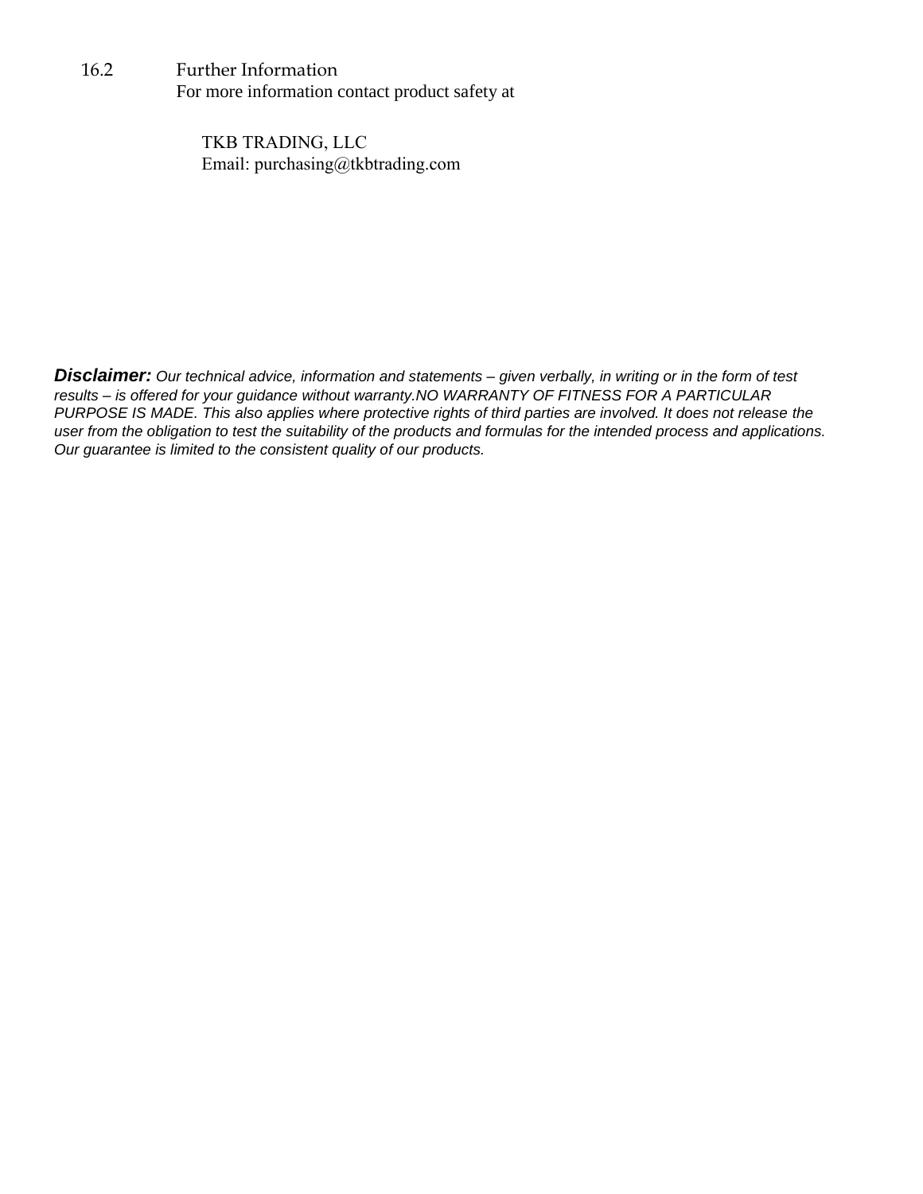### 16.2 Further Information

For more information contact product safety at

TKB TRADING, LLC
Email: purchasing@tkbtrading.com

***Disclaimer:*** *Our technical advice, information and statements – given verbally, in writing or in the form of test results – is offered for your guidance without warranty.NO WARRANTY OF FITNESS FOR A PARTICULAR PURPOSE IS MADE. This also applies where protective rights of third parties are involved. It does not release the user from the obligation to test the suitability of the products and formulas for the intended process and applications. Our guarantee is limited to the consistent quality of our products.*